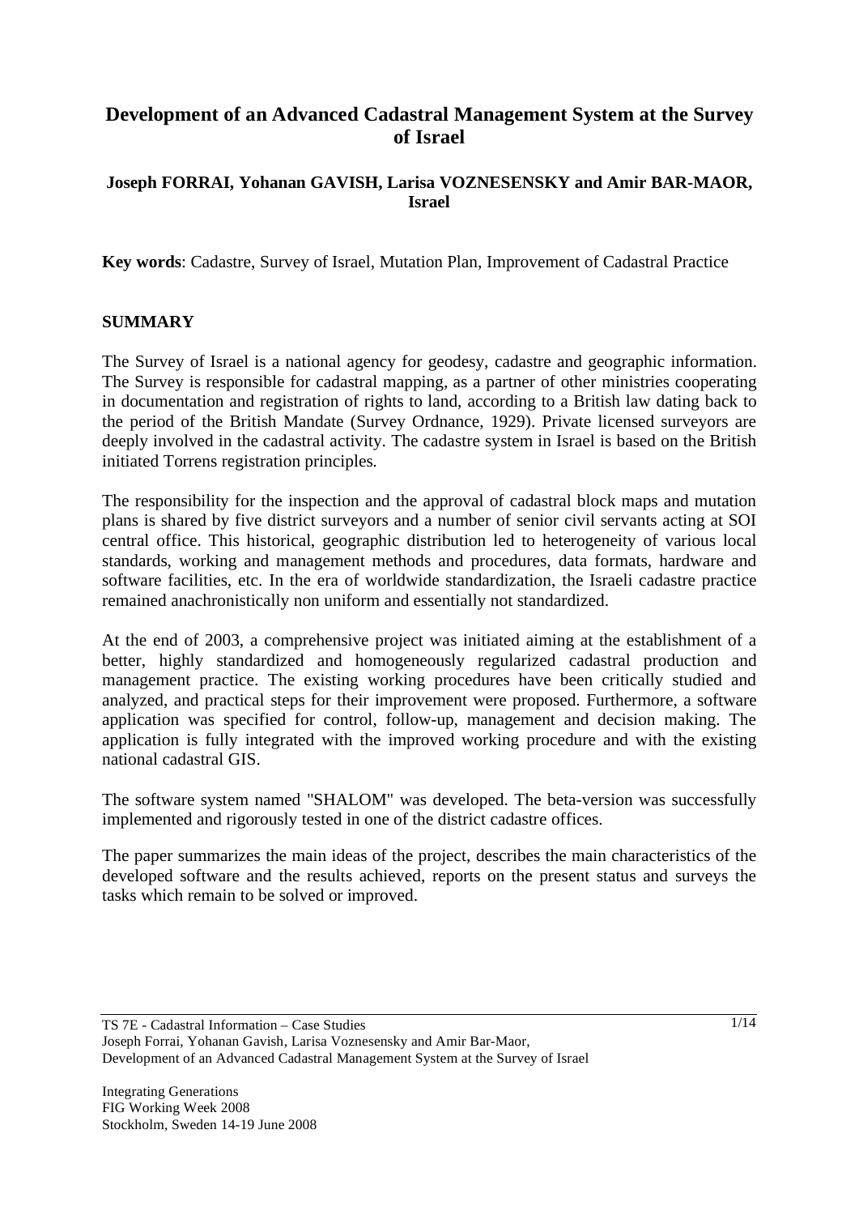# Development of an Advanced Cadastral Management System at the Survey of Israel

**Joseph FORRAI, Yohanan GAVISH, Larisa VOZNESENSKY and Amir BAR-MAOR, Israel**

**Key words**: Cadastre, Survey of Israel, Mutation Plan, Improvement of Cadastral Practice

## SUMMARY

The Survey of Israel is a national agency for geodesy, cadastre and geographic information. The Survey is responsible for cadastral mapping, as a partner of other ministries cooperating in documentation and registration of rights to land, according to a British law dating back to the period of the British Mandate (Survey Ordnance, 1929). Private licensed surveyors are deeply involved in the cadastral activity. The cadastre system in Israel is based on the British initiated Torrens registration principles.

The responsibility for the inspection and the approval of cadastral block maps and mutation plans is shared by five district surveyors and a number of senior civil servants acting at SOI central office. This historical, geographic distribution led to heterogeneity of various local standards, working and management methods and procedures, data formats, hardware and software facilities, etc. In the era of worldwide standardization, the Israeli cadastre practice remained anachronistically non uniform and essentially not standardized.

At the end of 2003, a comprehensive project was initiated aiming at the establishment of a better, highly standardized and homogeneously regularized cadastral production and management practice. The existing working procedures have been critically studied and analyzed, and practical steps for their improvement were proposed. Furthermore, a software application was specified for control, follow-up, management and decision making. The application is fully integrated with the improved working procedure and with the existing national cadastral GIS.

The software system named "SHALOM" was developed. The beta-version was successfully implemented and rigorously tested in one of the district cadastre offices.

The paper summarizes the main ideas of the project, describes the main characteristics of the developed software and the results achieved, reports on the present status and surveys the tasks which remain to be solved or improved.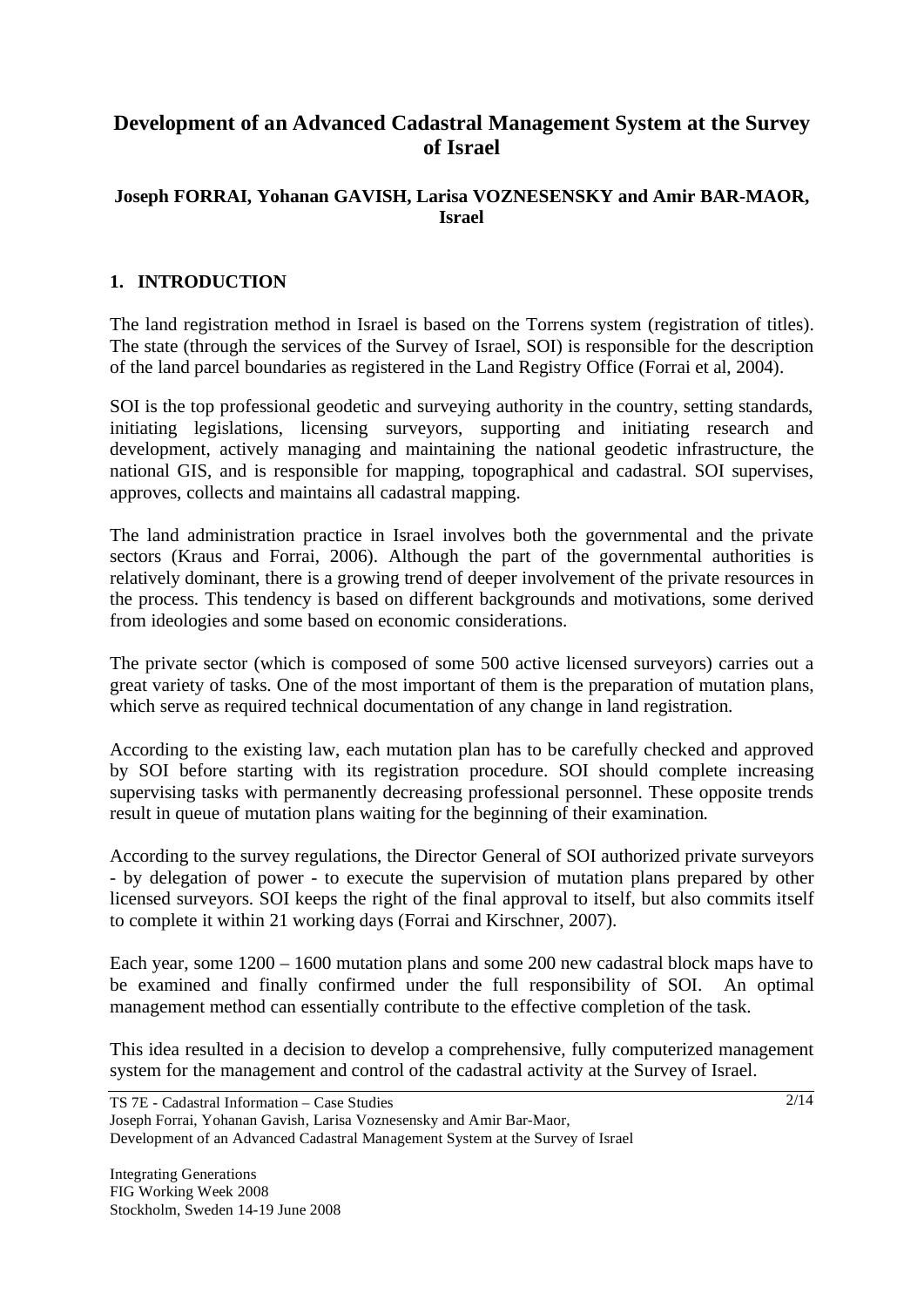# Development of an Advanced Cadastral Management System at the Survey of Israel

**Joseph FORRAI, Yohanan GAVISH, Larisa VOZNESENSKY and Amir BAR-MAOR, Israel**

## 1. INTRODUCTION

The land registration method in Israel is based on the Torrens system (registration of titles). The state (through the services of the Survey of Israel, SOI) is responsible for the description of the land parcel boundaries as registered in the Land Registry Office (Forrai et al, 2004).

SOI is the top professional geodetic and surveying authority in the country, setting standards, initiating legislations, licensing surveyors, supporting and initiating research and development, actively managing and maintaining the national geodetic infrastructure, the national GIS, and is responsible for mapping, topographical and cadastral. SOI supervises, approves, collects and maintains all cadastral mapping.

The land administration practice in Israel involves both the governmental and the private sectors (Kraus and Forrai, 2006). Although the part of the governmental authorities is relatively dominant, there is a growing trend of deeper involvement of the private resources in the process. This tendency is based on different backgrounds and motivations, some derived from ideologies and some based on economic considerations.

The private sector (which is composed of some 500 active licensed surveyors) carries out a great variety of tasks. One of the most important of them is the preparation of mutation plans, which serve as required technical documentation of any change in land registration.

According to the existing law, each mutation plan has to be carefully checked and approved by SOI before starting with its registration procedure. SOI should complete increasing supervising tasks with permanently decreasing professional personnel. These opposite trends result in queue of mutation plans waiting for the beginning of their examination.

According to the survey regulations, the Director General of SOI authorized private surveyors - by delegation of power - to execute the supervision of mutation plans prepared by other licensed surveyors. SOI keeps the right of the final approval to itself, but also commits itself to complete it within 21 working days (Forrai and Kirschner, 2007).

Each year, some 1200 – 1600 mutation plans and some 200 new cadastral block maps have to be examined and finally confirmed under the full responsibility of SOI. An optimal management method can essentially contribute to the effective completion of the task.

This idea resulted in a decision to develop a comprehensive, fully computerized management system for the management and control of the cadastral activity at the Survey of Israel.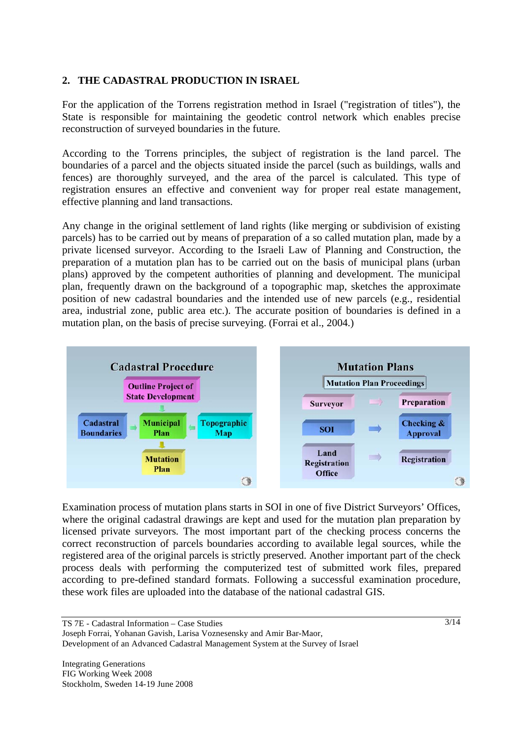## 2. THE CADASTRAL PRODUCTION IN ISRAEL

For the application of the Torrens registration method in Israel ("registration of titles"), the State is responsible for maintaining the geodetic control network which enables precise reconstruction of surveyed boundaries in the future.

According to the Torrens principles, the subject of registration is the land parcel. The boundaries of a parcel and the objects situated inside the parcel (such as buildings, walls and fences) are thoroughly surveyed, and the area of the parcel is calculated. This type of registration ensures an effective and convenient way for proper real estate management, effective planning and land transactions.

Any change in the original settlement of land rights (like merging or subdivision of existing parcels) has to be carried out by means of preparation of a so called mutation plan, made by a private licensed surveyor. According to the Israeli Law of Planning and Construction, the preparation of a mutation plan has to be carried out on the basis of municipal plans (urban plans) approved by the competent authorities of planning and development. The municipal plan, frequently drawn on the background of a topographic map, sketches the approximate position of new cadastral boundaries and the intended use of new parcels (e.g., residential area, industrial zone, public area etc.). The accurate position of boundaries is defined in a mutation plan, on the basis of precise surveying. (Forrai et al., 2004.)

Examination process of mutation plans starts in SOI in one of five District Surveyors' Offices, where the original cadastral drawings are kept and used for the mutation plan preparation by licensed private surveyors. The most important part of the checking process concerns the correct reconstruction of parcels boundaries according to available legal sources, while the registered area of the original parcels is strictly preserved. Another important part of the check process deals with performing the computerized test of submitted work files, prepared according to pre-defined standard formats. Following a successful examination procedure, these work files are uploaded into the database of the national cadastral GIS.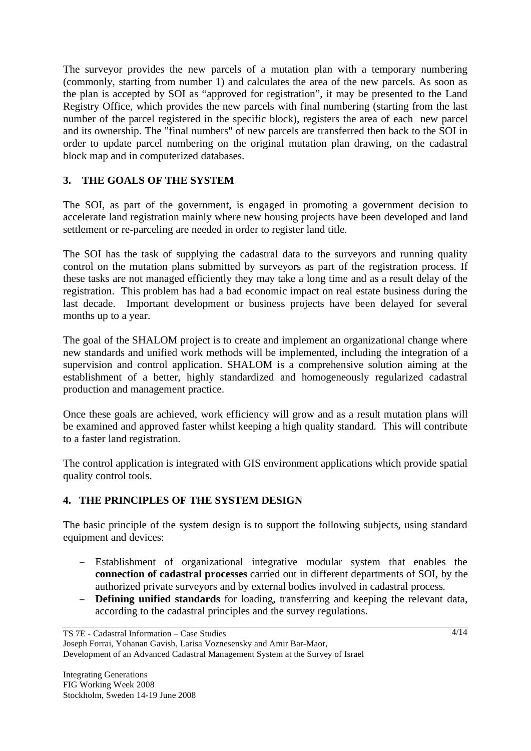The surveyor provides the new parcels of a mutation plan with a temporary numbering (commonly, starting from number 1) and calculates the area of the new parcels. As soon as the plan is accepted by SOI as “approved for registration”, it may be presented to the Land Registry Office, which provides the new parcels with final numbering (starting from the last number of the parcel registered in the specific block), registers the area of each new parcel and its ownership. The "final numbers" of new parcels are transferred then back to the SOI in order to update parcel numbering on the original mutation plan drawing, on the cadastral block map and in computerized databases.

## 3. THE GOALS OF THE SYSTEM

The SOI, as part of the government, is engaged in promoting a government decision to accelerate land registration mainly where new housing projects have been developed and land settlement or re-parceling are needed in order to register land title.

The SOI has the task of supplying the cadastral data to the surveyors and running quality control on the mutation plans submitted by surveyors as part of the registration process. If these tasks are not managed efficiently they may take a long time and as a result delay of the registration. This problem has had a bad economic impact on real estate business during the last decade. Important development or business projects have been delayed for several months up to a year.

The goal of the SHALOM project is to create and implement an organizational change where new standards and unified work methods will be implemented, including the integration of a supervision and control application. SHALOM is a comprehensive solution aiming at the establishment of a better, highly standardized and homogeneously regularized cadastral production and management practice.

Once these goals are achieved, work efficiency will grow and as a result mutation plans will be examined and approved faster whilst keeping a high quality standard. This will contribute to a faster land registration.

The control application is integrated with GIS environment applications which provide spatial quality control tools.

## 4. THE PRINCIPLES OF THE SYSTEM DESIGN

The basic principle of the system design is to support the following subjects, using standard equipment and devices:

- Establishment of organizational integrative modular system that enables the **connection of cadastral processes** carried out in different departments of SOI, by the authorized private surveyors and by external bodies involved in cadastral process.
- **Defining unified standards** for loading, transferring and keeping the relevant data, according to the cadastral principles and the survey regulations.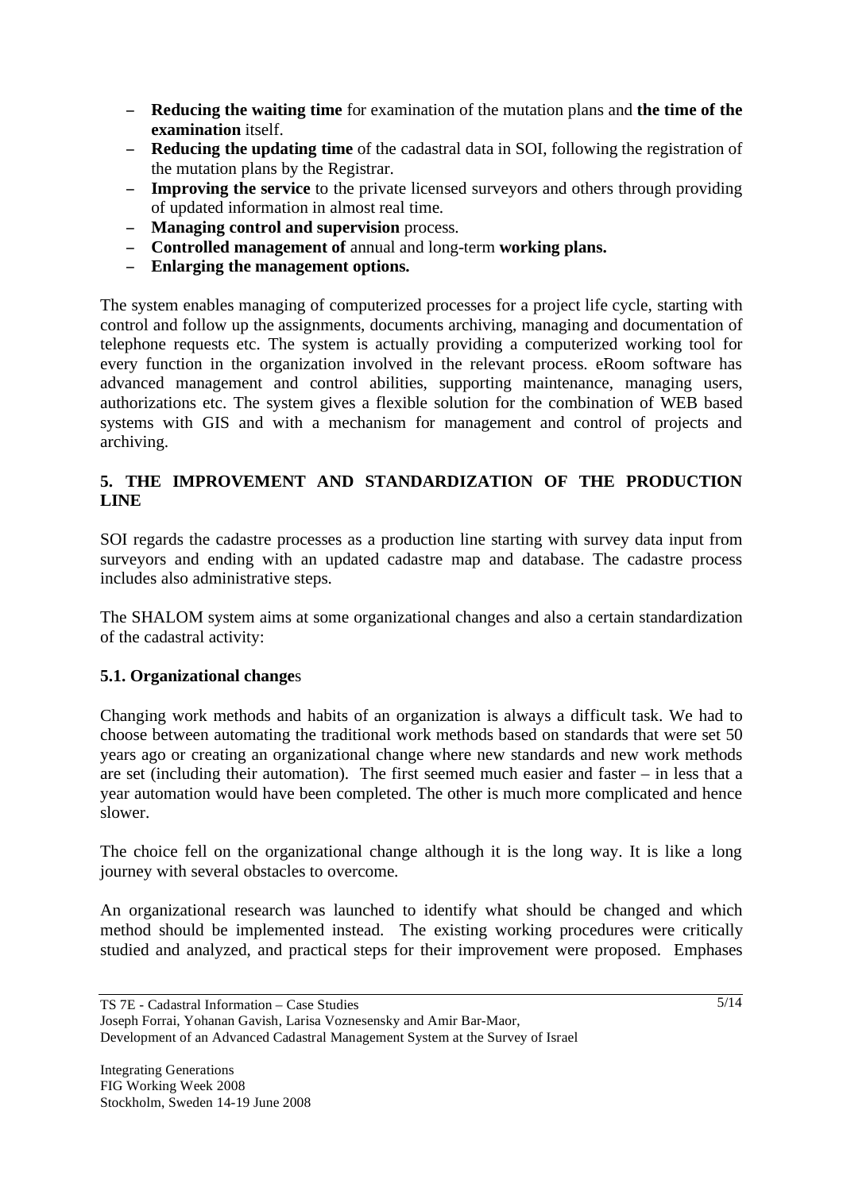- **Reducing the waiting time** for examination of the mutation plans and **the time of the examination** itself.
- **Reducing the updating time** of the cadastral data in SOI, following the registration of the mutation plans by the Registrar.
- **Improving the service** to the private licensed surveyors and others through providing of updated information in almost real time.
- **Managing control and supervision** process.
- **Controlled management of** annual and long-term **working plans.**
- **Enlarging the management options.**

The system enables managing of computerized processes for a project life cycle, starting with control and follow up the assignments, documents archiving, managing and documentation of telephone requests etc. The system is actually providing a computerized working tool for every function in the organization involved in the relevant process. eRoom software has advanced management and control abilities, supporting maintenance, managing users, authorizations etc. The system gives a flexible solution for the combination of WEB based systems with GIS and with a mechanism for management and control of projects and archiving.

## 5. THE IMPROVEMENT AND STANDARDIZATION OF THE PRODUCTION LINE

SOI regards the cadastre processes as a production line starting with survey data input from surveyors and ending with an updated cadastre map and database. The cadastre process includes also administrative steps.

The SHALOM system aims at some organizational changes and also a certain standardization of the cadastral activity:

### 5.1. Organizational changes

Changing work methods and habits of an organization is always a difficult task. We had to choose between automating the traditional work methods based on standards that were set 50 years ago or creating an organizational change where new standards and new work methods are set (including their automation). The first seemed much easier and faster – in less that a year automation would have been completed. The other is much more complicated and hence slower.

The choice fell on the organizational change although it is the long way. It is like a long journey with several obstacles to overcome.

An organizational research was launched to identify what should be changed and which method should be implemented instead. The existing working procedures were critically studied and analyzed, and practical steps for their improvement were proposed. Emphases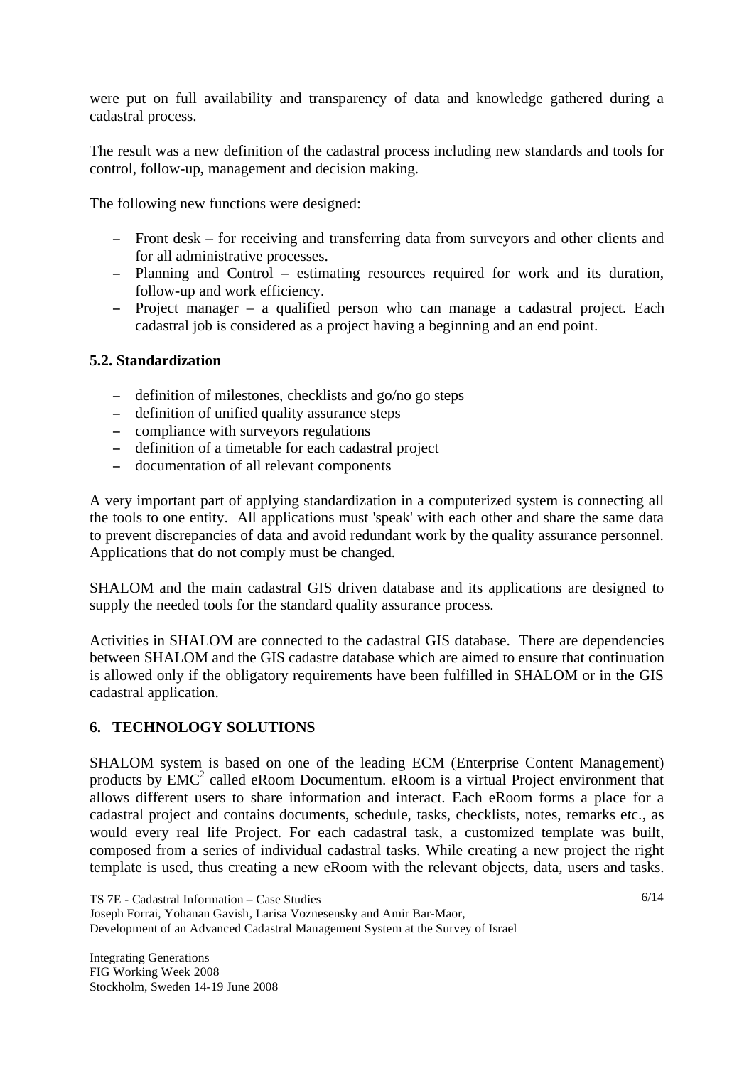were put on full availability and transparency of data and knowledge gathered during a cadastral process.

The result was a new definition of the cadastral process including new standards and tools for control, follow-up, management and decision making.

The following new functions were designed:

- Front desk – for receiving and transferring data from surveyors and other clients and for all administrative processes.
- Planning and Control – estimating resources required for work and its duration, follow-up and work efficiency.
- Project manager – a qualified person who can manage a cadastral project. Each cadastral job is considered as a project having a beginning and an end point.

### 5.2. Standardization

- definition of milestones, checklists and go/no go steps
- definition of unified quality assurance steps
- compliance with surveyors regulations
- definition of a timetable for each cadastral project
- documentation of all relevant components

A very important part of applying standardization in a computerized system is connecting all the tools to one entity. All applications must 'speak' with each other and share the same data to prevent discrepancies of data and avoid redundant work by the quality assurance personnel. Applications that do not comply must be changed.

SHALOM and the main cadastral GIS driven database and its applications are designed to supply the needed tools for the standard quality assurance process.

Activities in SHALOM are connected to the cadastral GIS database. There are dependencies between SHALOM and the GIS cadastre database which are aimed to ensure that continuation is allowed only if the obligatory requirements have been fulfilled in SHALOM or in the GIS cadastral application.

## 6. TECHNOLOGY SOLUTIONS

SHALOM system is based on one of the leading ECM (Enterprise Content Management) products by $EMC^2$ called eRoom Documentum. eRoom is a virtual Project environment that allows different users to share information and interact. Each eRoom forms a place for a cadastral project and contains documents, schedule, tasks, checklists, notes, remarks etc., as would every real life Project. For each cadastral task, a customized template was built, composed from a series of individual cadastral tasks. While creating a new project the right template is used, thus creating a new eRoom with the relevant objects, data, users and tasks.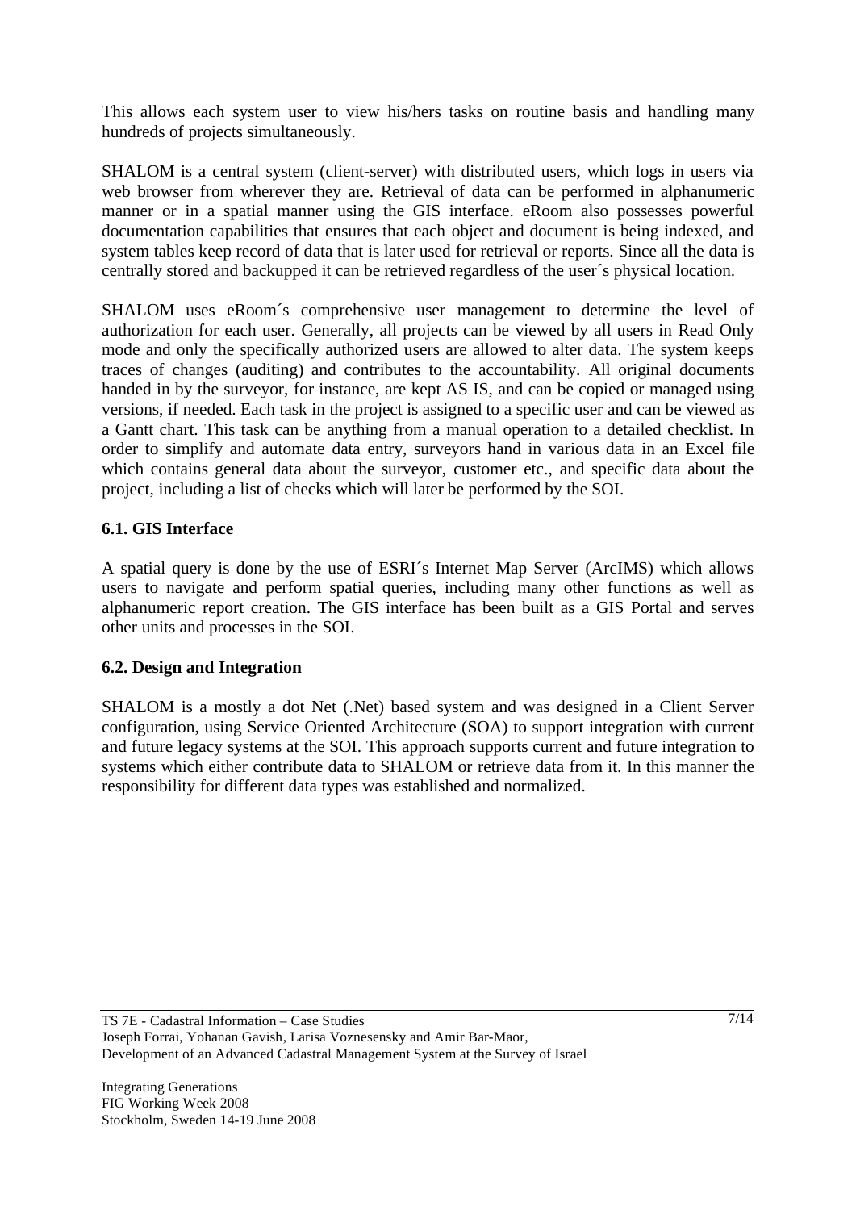This allows each system user to view his/hers tasks on routine basis and handling many hundreds of projects simultaneously.

SHALOM is a central system (client-server) with distributed users, which logs in users via web browser from wherever they are. Retrieval of data can be performed in alphanumeric manner or in a spatial manner using the GIS interface. eRoom also possesses powerful documentation capabilities that ensures that each object and document is being indexed, and system tables keep record of data that is later used for retrieval or reports. Since all the data is centrally stored and backupped it can be retrieved regardless of the user´s physical location.

SHALOM uses eRoom´s comprehensive user management to determine the level of authorization for each user. Generally, all projects can be viewed by all users in Read Only mode and only the specifically authorized users are allowed to alter data. The system keeps traces of changes (auditing) and contributes to the accountability. All original documents handed in by the surveyor, for instance, are kept AS IS, and can be copied or managed using versions, if needed. Each task in the project is assigned to a specific user and can be viewed as a Gantt chart. This task can be anything from a manual operation to a detailed checklist. In order to simplify and automate data entry, surveyors hand in various data in an Excel file which contains general data about the surveyor, customer etc., and specific data about the project, including a list of checks which will later be performed by the SOI.

### 6.1. GIS Interface

A spatial query is done by the use of ESRI´s Internet Map Server (ArcIMS) which allows users to navigate and perform spatial queries, including many other functions as well as alphanumeric report creation. The GIS interface has been built as a GIS Portal and serves other units and processes in the SOI.

### 6.2. Design and Integration

SHALOM is a mostly a dot Net (.Net) based system and was designed in a Client Server configuration, using Service Oriented Architecture (SOA) to support integration with current and future legacy systems at the SOI. This approach supports current and future integration to systems which either contribute data to SHALOM or retrieve data from it. In this manner the responsibility for different data types was established and normalized.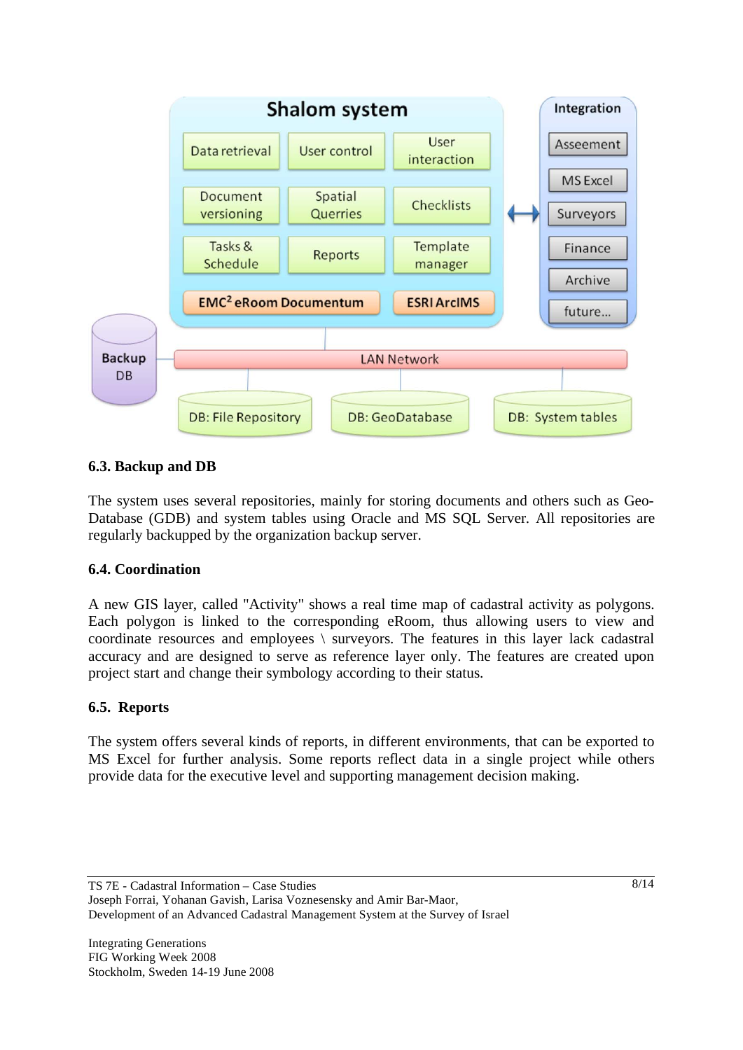## 6.3. Backup and DB

The system uses several repositories, mainly for storing documents and others such as Geo-Database (GDB) and system tables using Oracle and MS SQL Server. All repositories are regularly backupped by the organization backup server.

## 6.4. Coordination

A new GIS layer, called "Activity" shows a real time map of cadastral activity as polygons. Each polygon is linked to the corresponding eRoom, thus allowing users to view and coordinate resources and employees \ surveyors. The features in this layer lack cadastral accuracy and are designed to serve as reference layer only. The features are created upon project start and change their symbology according to their status.

## 6.5. Reports

The system offers several kinds of reports, in different environments, that can be exported to MS Excel for further analysis. Some reports reflect data in a single project while others provide data for the executive level and supporting management decision making.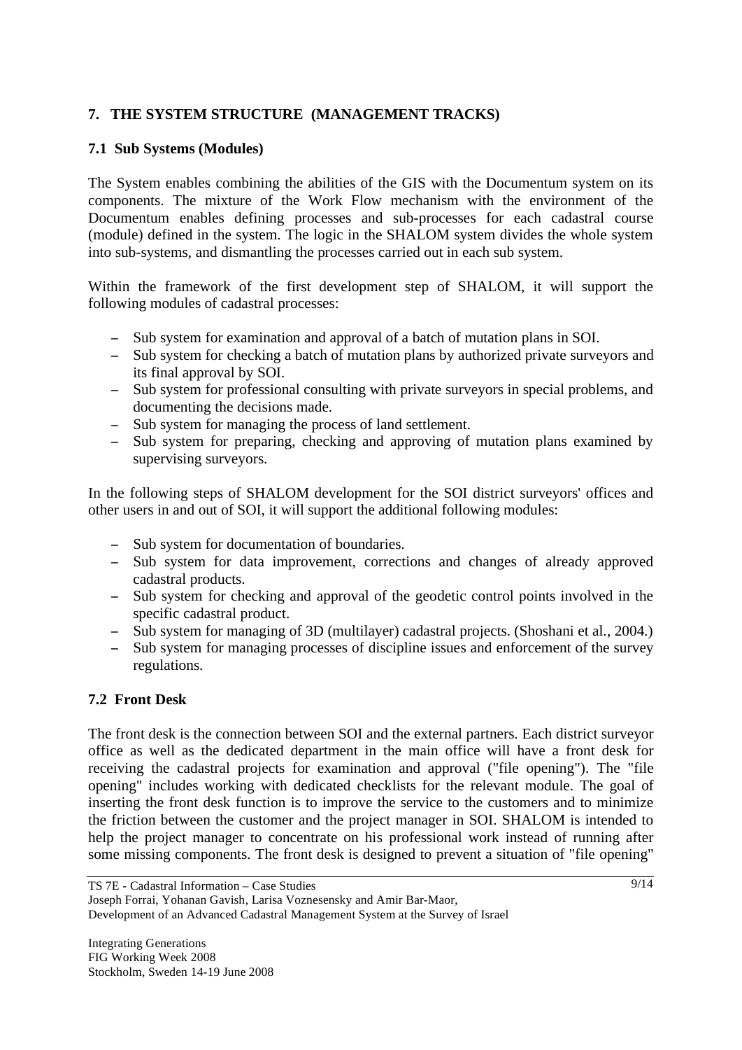## 7. THE SYSTEM STRUCTURE (MANAGEMENT TRACKS)

### 7.1 Sub Systems (Modules)

The System enables combining the abilities of the GIS with the Documentum system on its components. The mixture of the Work Flow mechanism with the environment of the Documentum enables defining processes and sub-processes for each cadastral course (module) defined in the system. The logic in the SHALOM system divides the whole system into sub-systems, and dismantling the processes carried out in each sub system.

Within the framework of the first development step of SHALOM, it will support the following modules of cadastral processes:

- Sub system for examination and approval of a batch of mutation plans in SOI.
- Sub system for checking a batch of mutation plans by authorized private surveyors and its final approval by SOI.
- Sub system for professional consulting with private surveyors in special problems, and documenting the decisions made.
- Sub system for managing the process of land settlement.
- Sub system for preparing, checking and approving of mutation plans examined by supervising surveyors.

In the following steps of SHALOM development for the SOI district surveyors' offices and other users in and out of SOI, it will support the additional following modules:

- Sub system for documentation of boundaries.
- Sub system for data improvement, corrections and changes of already approved cadastral products.
- Sub system for checking and approval of the geodetic control points involved in the specific cadastral product.
- Sub system for managing of 3D (multilayer) cadastral projects. (Shoshani et al., 2004.)
- Sub system for managing processes of discipline issues and enforcement of the survey regulations.

### 7.2 Front Desk

The front desk is the connection between SOI and the external partners. Each district surveyor office as well as the dedicated department in the main office will have a front desk for receiving the cadastral projects for examination and approval ("file opening"). The "file opening" includes working with dedicated checklists for the relevant module. The goal of inserting the front desk function is to improve the service to the customers and to minimize the friction between the customer and the project manager in SOI. SHALOM is intended to help the project manager to concentrate on his professional work instead of running after some missing components. The front desk is designed to prevent a situation of "file opening"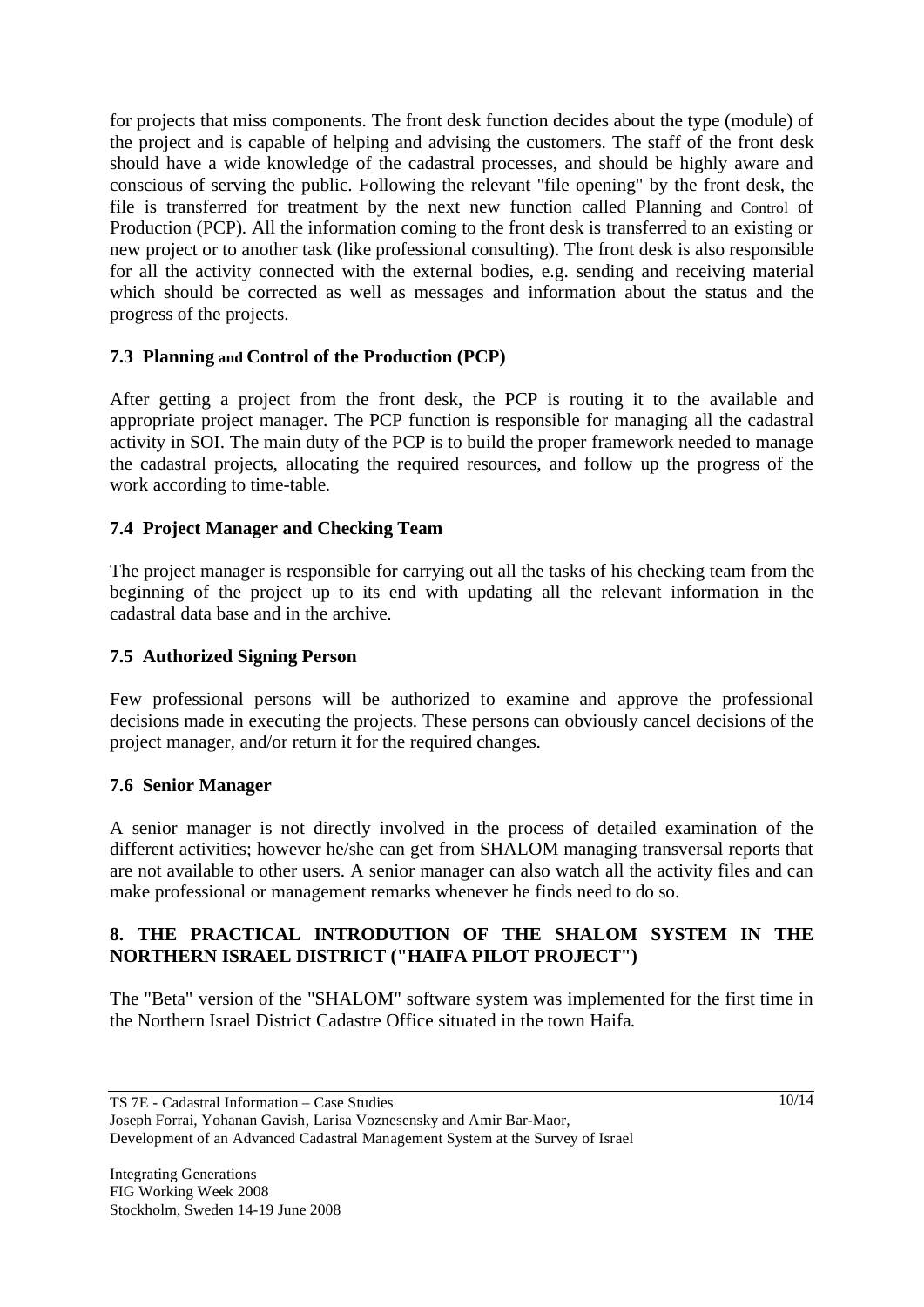for projects that miss components. The front desk function decides about the type (module) of the project and is capable of helping and advising the customers. The staff of the front desk should have a wide knowledge of the cadastral processes, and should be highly aware and conscious of serving the public. Following the relevant "file opening" by the front desk, the file is transferred for treatment by the next new function called Planning and Control of Production (PCP). All the information coming to the front desk is transferred to an existing or new project or to another task (like professional consulting). The front desk is also responsible for all the activity connected with the external bodies, e.g. sending and receiving material which should be corrected as well as messages and information about the status and the progress of the projects.

### 7.3 Planning and Control of the Production (PCP)

After getting a project from the front desk, the PCP is routing it to the available and appropriate project manager. The PCP function is responsible for managing all the cadastral activity in SOI. The main duty of the PCP is to build the proper framework needed to manage the cadastral projects, allocating the required resources, and follow up the progress of the work according to time-table.

### 7.4 Project Manager and Checking Team

The project manager is responsible for carrying out all the tasks of his checking team from the beginning of the project up to its end with updating all the relevant information in the cadastral data base and in the archive.

### 7.5 Authorized Signing Person

Few professional persons will be authorized to examine and approve the professional decisions made in executing the projects. These persons can obviously cancel decisions of the project manager, and/or return it for the required changes.

### 7.6 Senior Manager

A senior manager is not directly involved in the process of detailed examination of the different activities; however he/she can get from SHALOM managing transversal reports that are not available to other users. A senior manager can also watch all the activity files and can make professional or management remarks whenever he finds need to do so.

## 8. THE PRACTICAL INTRODUTION OF THE SHALOM SYSTEM IN THE NORTHERN ISRAEL DISTRICT ("HAIFA PILOT PROJECT")

The "Beta" version of the "SHALOM" software system was implemented for the first time in the Northern Israel District Cadastre Office situated in the town Haifa.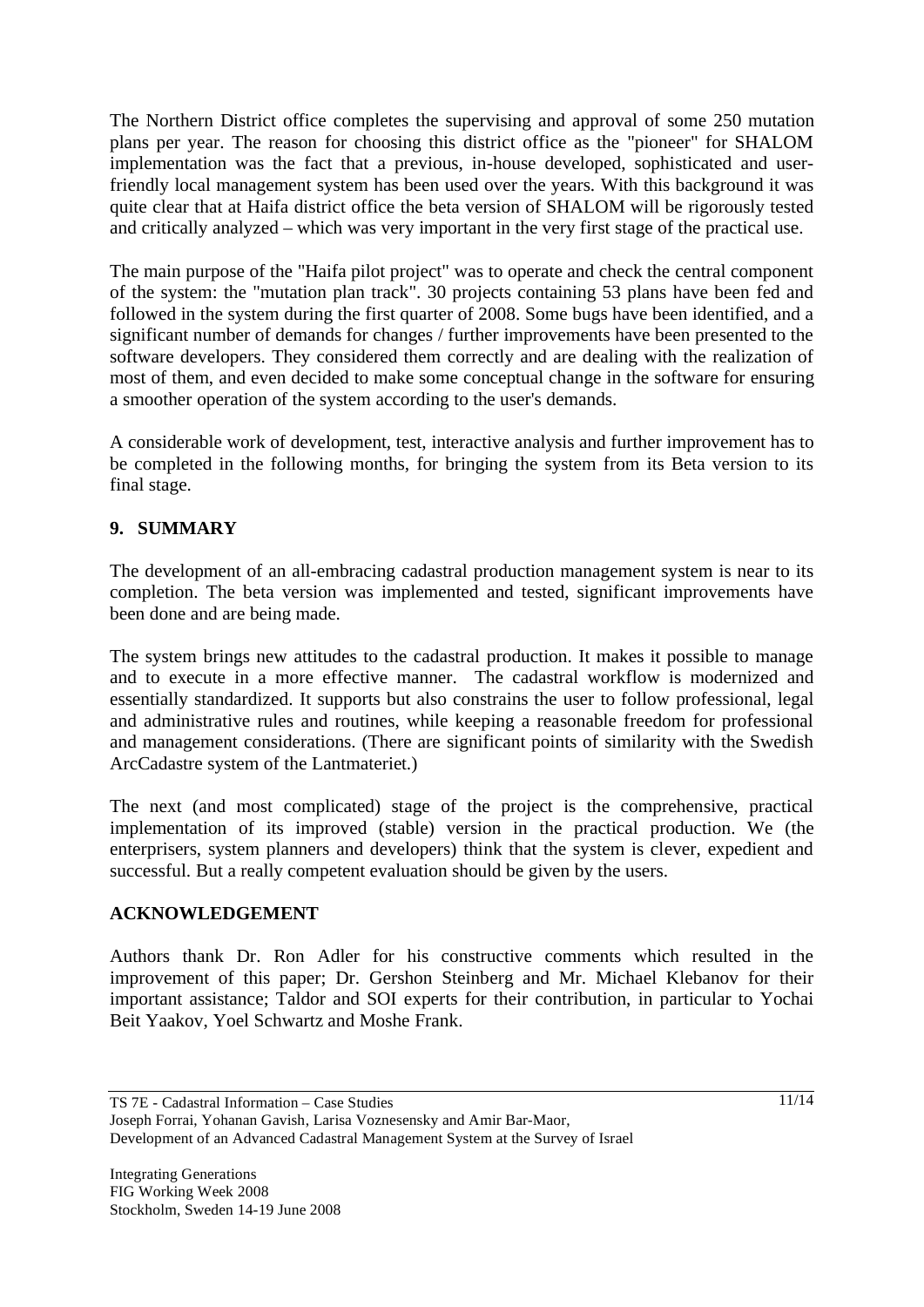The Northern District office completes the supervising and approval of some 250 mutation plans per year. The reason for choosing this district office as the "pioneer" for SHALOM implementation was the fact that a previous, in-house developed, sophisticated and user-friendly local management system has been used over the years. With this background it was quite clear that at Haifa district office the beta version of SHALOM will be rigorously tested and critically analyzed – which was very important in the very first stage of the practical use.

The main purpose of the "Haifa pilot project" was to operate and check the central component of the system: the "mutation plan track". 30 projects containing 53 plans have been fed and followed in the system during the first quarter of 2008. Some bugs have been identified, and a significant number of demands for changes / further improvements have been presented to the software developers. They considered them correctly and are dealing with the realization of most of them, and even decided to make some conceptual change in the software for ensuring a smoother operation of the system according to the user's demands.

A considerable work of development, test, interactive analysis and further improvement has to be completed in the following months, for bringing the system from its Beta version to its final stage.

## 9. SUMMARY

The development of an all-embracing cadastral production management system is near to its completion. The beta version was implemented and tested, significant improvements have been done and are being made.

The system brings new attitudes to the cadastral production. It makes it possible to manage and to execute in a more effective manner. The cadastral workflow is modernized and essentially standardized. It supports but also constrains the user to follow professional, legal and administrative rules and routines, while keeping a reasonable freedom for professional and management considerations. (There are significant points of similarity with the Swedish ArcCadastre system of the Lantmateriet.)

The next (and most complicated) stage of the project is the comprehensive, practical implementation of its improved (stable) version in the practical production. We (the enterprisers, system planners and developers) think that the system is clever, expedient and successful. But a really competent evaluation should be given by the users.

## ACKNOWLEDGEMENT

Authors thank Dr. Ron Adler for his constructive comments which resulted in the improvement of this paper; Dr. Gershon Steinberg and Mr. Michael Klebanov for their important assistance; Taldor and SOI experts for their contribution, in particular to Yochai Beit Yaakov, Yoel Schwartz and Moshe Frank.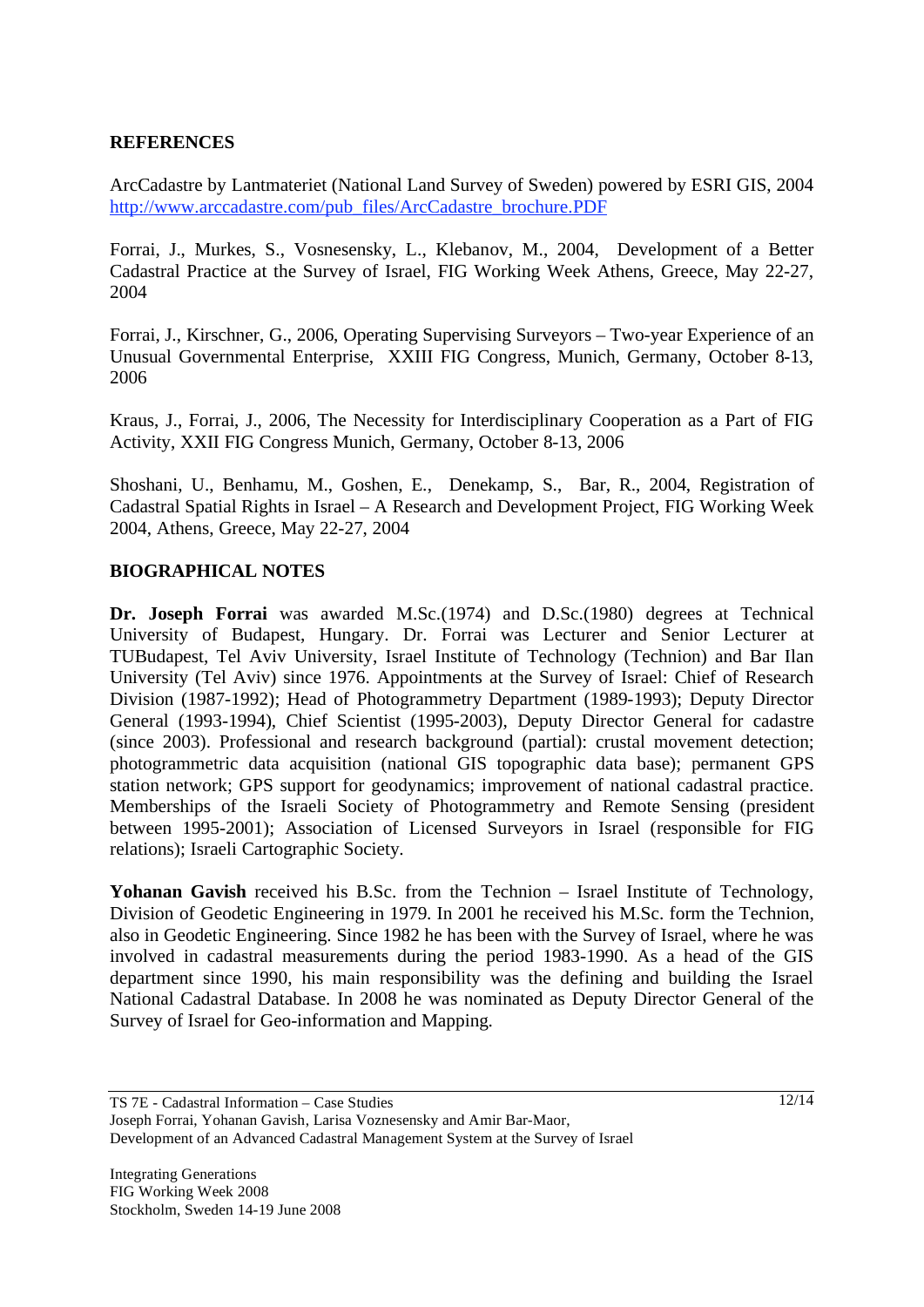## REFERENCES

ArcCadastre by Lantmateriet (National Land Survey of Sweden) powered by ESRI GIS, 2004 http://www.arccadastre.com/pub_files/ArcCadastre_brochure.PDF

Forrai, J., Murkes, S., Vosnesensky, L., Klebanov, M., 2004, Development of a Better Cadastral Practice at the Survey of Israel, FIG Working Week Athens, Greece, May 22-27, 2004

Forrai, J., Kirschner, G., 2006, Operating Supervising Surveyors – Two-year Experience of an Unusual Governmental Enterprise, XXIII FIG Congress, Munich, Germany, October 8-13, 2006

Kraus, J., Forrai, J., 2006, The Necessity for Interdisciplinary Cooperation as a Part of FIG Activity, XXII FIG Congress Munich, Germany, October 8-13, 2006

Shoshani, U., Benhamu, M., Goshen, E., Denekamp, S., Bar, R., 2004, Registration of Cadastral Spatial Rights in Israel – A Research and Development Project, FIG Working Week 2004, Athens, Greece, May 22-27, 2004

## BIOGRAPHICAL NOTES

**Dr. Joseph Forrai** was awarded M.Sc.(1974) and D.Sc.(1980) degrees at Technical University of Budapest, Hungary. Dr. Forrai was Lecturer and Senior Lecturer at TUBudapest, Tel Aviv University, Israel Institute of Technology (Technion) and Bar Ilan University (Tel Aviv) since 1976. Appointments at the Survey of Israel: Chief of Research Division (1987-1992); Head of Photogrammetry Department (1989-1993); Deputy Director General (1993-1994), Chief Scientist (1995-2003), Deputy Director General for cadastre (since 2003). Professional and research background (partial): crustal movement detection; photogrammetric data acquisition (national GIS topographic data base); permanent GPS station network; GPS support for geodynamics; improvement of national cadastral practice. Memberships of the Israeli Society of Photogrammetry and Remote Sensing (president between 1995-2001); Association of Licensed Surveyors in Israel (responsible for FIG relations); Israeli Cartographic Society.

**Yohanan Gavish** received his B.Sc. from the Technion – Israel Institute of Technology, Division of Geodetic Engineering in 1979. In 2001 he received his M.Sc. form the Technion, also in Geodetic Engineering. Since 1982 he has been with the Survey of Israel, where he was involved in cadastral measurements during the period 1983-1990. As a head of the GIS department since 1990, his main responsibility was the defining and building the Israel National Cadastral Database. In 2008 he was nominated as Deputy Director General of the Survey of Israel for Geo-information and Mapping.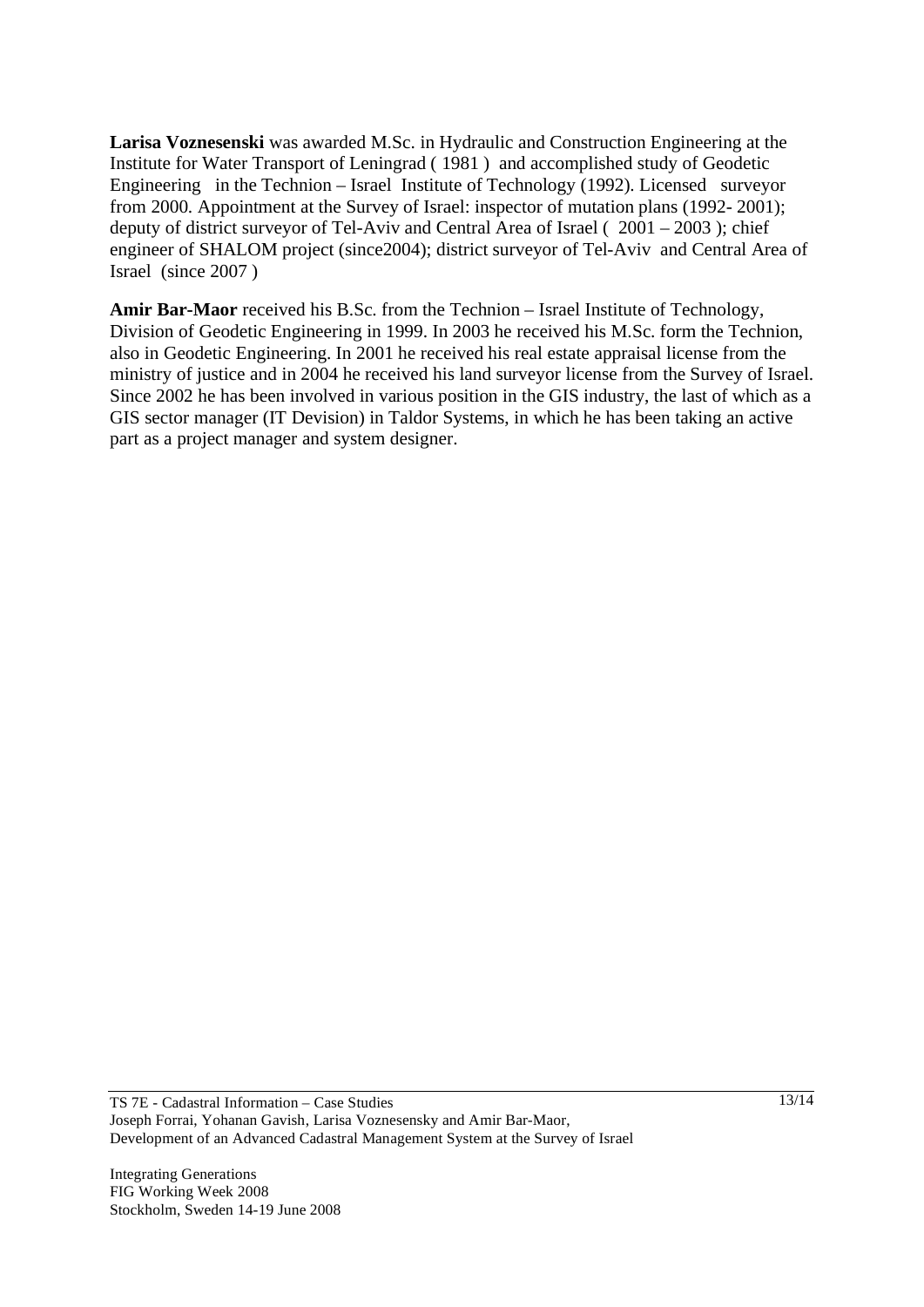**Larisa Voznesenski** was awarded M.Sc. in Hydraulic and Construction Engineering at the Institute for Water Transport of Leningrad ( 1981 ) and accomplished study of Geodetic Engineering in the Technion – Israel Institute of Technology (1992). Licensed surveyor from 2000. Appointment at the Survey of Israel: inspector of mutation plans (1992- 2001); deputy of district surveyor of Tel-Aviv and Central Area of Israel ( 2001 – 2003 ); chief engineer of SHALOM project (since2004); district surveyor of Tel-Aviv and Central Area of Israel (since 2007 )

**Amir Bar-Maor** received his B.Sc. from the Technion – Israel Institute of Technology, Division of Geodetic Engineering in 1999. In 2003 he received his M.Sc. form the Technion, also in Geodetic Engineering. In 2001 he received his real estate appraisal license from the ministry of justice and in 2004 he received his land surveyor license from the Survey of Israel. Since 2002 he has been involved in various position in the GIS industry, the last of which as a GIS sector manager (IT Devision) in Taldor Systems, in which he has been taking an active part as a project manager and system designer.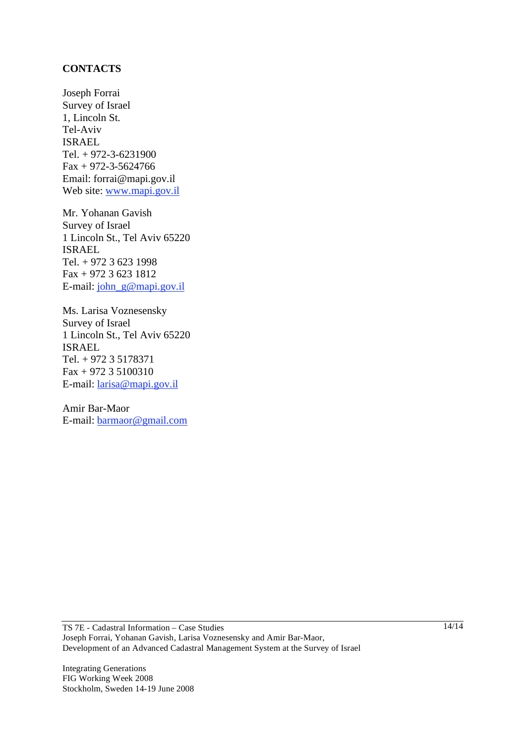**CONTACTS**

Joseph Forrai
Survey of Israel
1, Lincoln St.
Tel-Aviv
ISRAEL
Tel. + 972-3-6231900
Fax + 972-3-5624766
Email: forrai@mapi.gov.il
Web site: www.mapi.gov.il

Mr. Yohanan Gavish
Survey of Israel
1 Lincoln St., Tel Aviv 65220
ISRAEL
Tel. + 972 3 623 1998
Fax + 972 3 623 1812
E-mail: john_g@mapi.gov.il

Ms. Larisa Voznesensky
Survey of Israel
1 Lincoln St., Tel Aviv 65220
ISRAEL
Tel. + 972 3 5178371
Fax + 972 3 5100310
E-mail: larisa@mapi.gov.il

Amir Bar-Maor
E-mail: barmaor@gmail.com